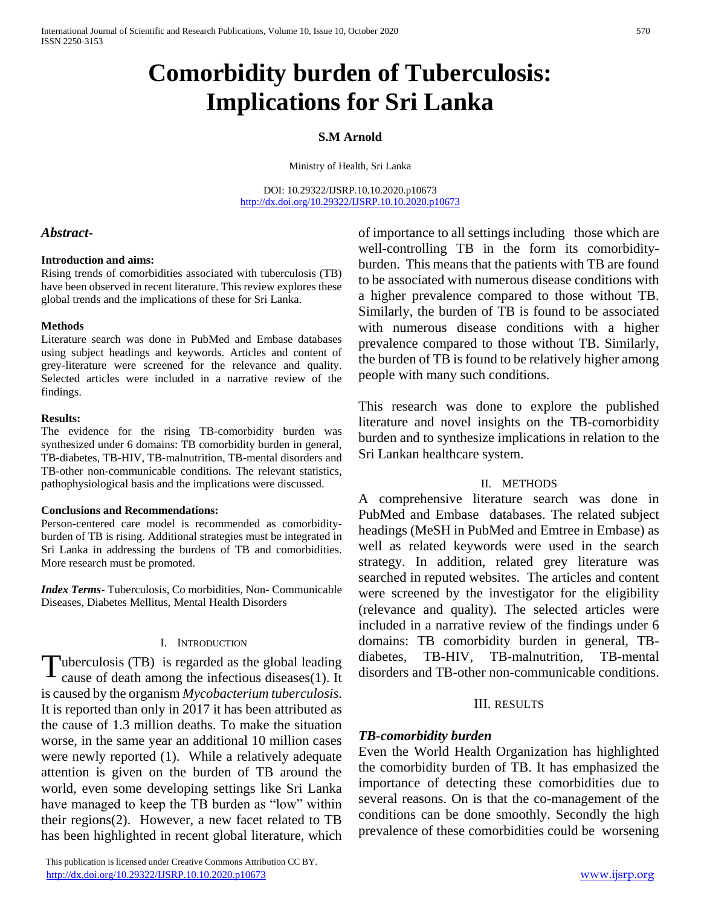# Comorbidity burden of Tuberculosis: Implications for Sri Lanka

**S.M Arnold**

Ministry of Health, Sri Lanka

DOI: 10.29322/IJSRP.10.10.2020.p10673
http://dx.doi.org/10.29322/IJSRP.10.10.2020.p10673

***Abstract-***

**Introduction and aims:**

Rising trends of comorbidities associated with tuberculosis (TB) have been observed in recent literature. This review explores these global trends and the implications of these for Sri Lanka.

**Methods**

Literature search was done in PubMed and Embase databases using subject headings and keywords. Articles and content of grey-literature were screened for the relevance and quality. Selected articles were included in a narrative review of the findings.

**Results:**

The evidence for the rising TB-comorbidity burden was synthesized under 6 domains: TB comorbidity burden in general, TB-diabetes, TB-HIV, TB-malnutrition, TB-mental disorders and TB-other non-communicable conditions. The relevant statistics, pathophysiological basis and the implications were discussed.

**Conclusions and Recommendations:**

Person-centered care model is recommended as comorbidity-burden of TB is rising. Additional strategies must be integrated in Sri Lanka in addressing the burdens of TB and comorbidities. More research must be promoted.

***Index Terms***- Tuberculosis, Co morbidities, Non- Communicable Diseases, Diabetes Mellitus, Mental Health Disorders

## I. Introduction

Tuberculosis (TB) is regarded as the global leading cause of death among the infectious diseases(1). It is caused by the organism *Mycobacterium tuberculosis*. It is reported than only in 2017 it has been attributed as the cause of 1.3 million deaths. To make the situation worse, in the same year an additional 10 million cases were newly reported (1). While a relatively adequate attention is given on the burden of TB around the world, even some developing settings like Sri Lanka have managed to keep the TB burden as "low" within their regions(2). However, a new facet related to TB has been highlighted in recent global literature, which of importance to all settings including those which are well-controlling TB in the form its comorbidity-burden. This means that the patients with TB are found to be associated with numerous disease conditions with a higher prevalence compared to those without TB. Similarly, the burden of TB is found to be associated with numerous disease conditions with a higher prevalence compared to those without TB. Similarly, the burden of TB is found to be relatively higher among people with many such conditions.

This research was done to explore the published literature and novel insights on the TB-comorbidity burden and to synthesize implications in relation to the Sri Lankan healthcare system.

## II. Methods

A comprehensive literature search was done in PubMed and Embase databases. The related subject headings (MeSH in PubMed and Emtree in Embase) as well as related keywords were used in the search strategy. In addition, related grey literature was searched in reputed websites. The articles and content were screened by the investigator for the eligibility (relevance and quality). The selected articles were included in a narrative review of the findings under 6 domains: TB comorbidity burden in general, TB-diabetes, TB-HIV, TB-malnutrition, TB-mental disorders and TB-other non-communicable conditions.

## III. Results

### *TB-comorbidity burden*

Even the World Health Organization has highlighted the comorbidity burden of TB. It has emphasized the importance of detecting these comorbidities due to several reasons. On is that the co-management of the conditions can be done smoothly. Secondly the high prevalence of these comorbidities could be worsening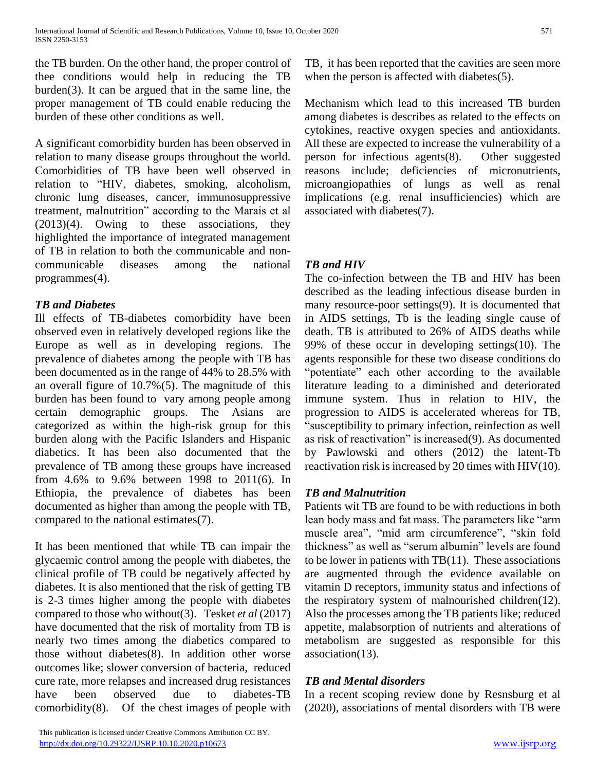the TB burden. On the other hand, the proper control of thee conditions would help in reducing the TB burden(3). It can be argued that in the same line, the proper management of TB could enable reducing the burden of these other conditions as well.

A significant comorbidity burden has been observed in relation to many disease groups throughout the world. Comorbidities of TB have been well observed in relation to "HIV, diabetes, smoking, alcoholism, chronic lung diseases, cancer, immunosuppressive treatment, malnutrition" according to the Marais et al (2013)(4). Owing to these associations, they highlighted the importance of integrated management of TB in relation to both the communicable and non-communicable diseases among the national programmes(4).

### *TB and Diabetes*

Ill effects of TB-diabetes comorbidity have been observed even in relatively developed regions like the Europe as well as in developing regions. The prevalence of diabetes among the people with TB has been documented as in the range of 44% to 28.5% with an overall figure of 10.7%(5). The magnitude of this burden has been found to vary among people among certain demographic groups. The Asians are categorized as within the high-risk group for this burden along with the Pacific Islanders and Hispanic diabetics. It has been also documented that the prevalence of TB among these groups have increased from 4.6% to 9.6% between 1998 to 2011(6). In Ethiopia, the prevalence of diabetes has been documented as higher than among the people with TB, compared to the national estimates(7).

It has been mentioned that while TB can impair the glycaemic control among the people with diabetes, the clinical profile of TB could be negatively affected by diabetes. It is also mentioned that the risk of getting TB is 2-3 times higher among the people with diabetes compared to those who without(3). Tesket *et al* (2017) have documented that the risk of mortality from TB is nearly two times among the diabetics compared to those without diabetes(8). In addition other worse outcomes like; slower conversion of bacteria, reduced cure rate, more relapses and increased drug resistances have been observed due to diabetes-TB comorbidity(8). Of the chest images of people with TB, it has been reported that the cavities are seen more when the person is affected with diabetes(5).

Mechanism which lead to this increased TB burden among diabetes is describes as related to the effects on cytokines, reactive oxygen species and antioxidants. All these are expected to increase the vulnerability of a person for infectious agents(8). Other suggested reasons include; deficiencies of micronutrients, microangiopathies of lungs as well as renal implications (e.g. renal insufficiencies) which are associated with diabetes(7).

### *TB and HIV*

The co-infection between the TB and HIV has been described as the leading infectious disease burden in many resource-poor settings(9). It is documented that in AIDS settings, Tb is the leading single cause of death. TB is attributed to 26% of AIDS deaths while 99% of these occur in developing settings(10). The agents responsible for these two disease conditions do "potentiate" each other according to the available literature leading to a diminished and deteriorated immune system. Thus in relation to HIV, the progression to AIDS is accelerated whereas for TB, "susceptibility to primary infection, reinfection as well as risk of reactivation" is increased(9). As documented by Pawlowski and others (2012) the latent-Tb reactivation risk is increased by 20 times with HIV(10).

### *TB and Malnutrition*

Patients wit TB are found to be with reductions in both lean body mass and fat mass. The parameters like "arm muscle area", "mid arm circumference", "skin fold thickness" as well as "serum albumin" levels are found to be lower in patients with TB(11). These associations are augmented through the evidence available on vitamin D receptors, immunity status and infections of the respiratory system of malnourished children(12). Also the processes among the TB patients like; reduced appetite, malabsorption of nutrients and alterations of metabolism are suggested as responsible for this association(13).

### *TB and Mental disorders*

In a recent scoping review done by Resnsburg et al (2020), associations of mental disorders with TB were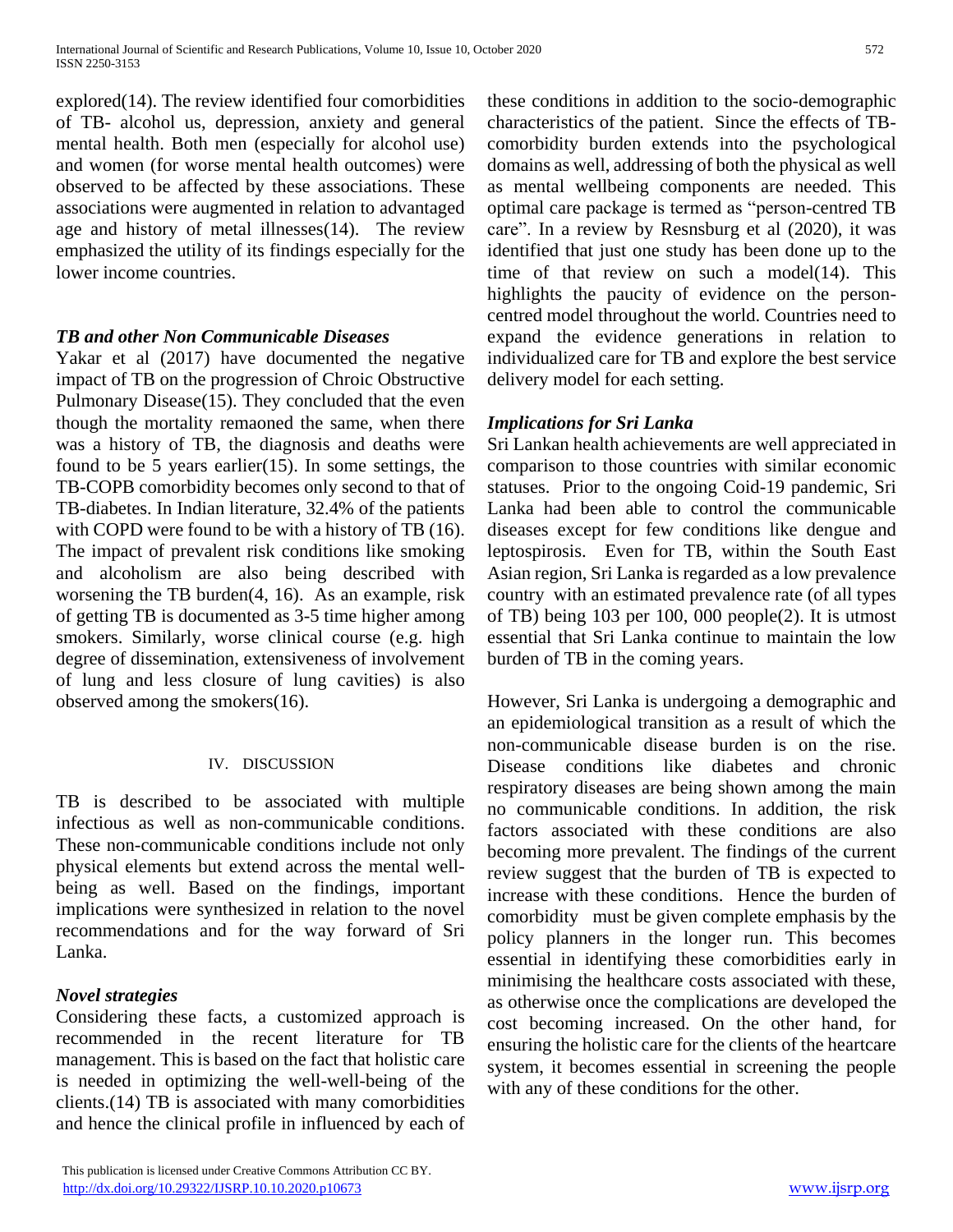explored(14). The review identified four comorbidities of TB- alcohol us, depression, anxiety and general mental health. Both men (especially for alcohol use) and women (for worse mental health outcomes) were observed to be affected by these associations. These associations were augmented in relation to advantaged age and history of metal illnesses(14). The review emphasized the utility of its findings especially for the lower income countries.

### *TB and other Non Communicable Diseases*

Yakar et al (2017) have documented the negative impact of TB on the progression of Chroic Obstructive Pulmonary Disease(15). They concluded that the even though the mortality remaoned the same, when there was a history of TB, the diagnosis and deaths were found to be 5 years earlier(15). In some settings, the TB-COPB comorbidity becomes only second to that of TB-diabetes. In Indian literature, 32.4% of the patients with COPD were found to be with a history of TB (16). The impact of prevalent risk conditions like smoking and alcoholism are also being described with worsening the TB burden(4, 16). As an example, risk of getting TB is documented as 3-5 time higher among smokers. Similarly, worse clinical course (e.g. high degree of dissemination, extensiveness of involvement of lung and less closure of lung cavities) is also observed among the smokers(16).

## IV. DISCUSSION

TB is described to be associated with multiple infectious as well as non-communicable conditions. These non-communicable conditions include not only physical elements but extend across the mental well-being as well. Based on the findings, important implications were synthesized in relation to the novel recommendations and for the way forward of Sri Lanka.

### *Novel strategies*

Considering these facts, a customized approach is recommended in the recent literature for TB management. This is based on the fact that holistic care is needed in optimizing the well-well-being of the clients.(14) TB is associated with many comorbidities and hence the clinical profile in influenced by each of these conditions in addition to the socio-demographic characteristics of the patient. Since the effects of TB-comorbidity burden extends into the psychological domains as well, addressing of both the physical as well as mental wellbeing components are needed. This optimal care package is termed as "person-centred TB care". In a review by Resnsburg et al (2020), it was identified that just one study has been done up to the time of that review on such a model(14). This highlights the paucity of evidence on the person-centred model throughout the world. Countries need to expand the evidence generations in relation to individualized care for TB and explore the best service delivery model for each setting.

### *Implications for Sri Lanka*

Sri Lankan health achievements are well appreciated in comparison to those countries with similar economic statuses. Prior to the ongoing Coid-19 pandemic, Sri Lanka had been able to control the communicable diseases except for few conditions like dengue and leptospirosis. Even for TB, within the South East Asian region, Sri Lanka is regarded as a low prevalence country with an estimated prevalence rate (of all types of TB) being 103 per 100, 000 people(2). It is utmost essential that Sri Lanka continue to maintain the low burden of TB in the coming years.

However, Sri Lanka is undergoing a demographic and an epidemiological transition as a result of which the non-communicable disease burden is on the rise. Disease conditions like diabetes and chronic respiratory diseases are being shown among the main no communicable conditions. In addition, the risk factors associated with these conditions are also becoming more prevalent. The findings of the current review suggest that the burden of TB is expected to increase with these conditions. Hence the burden of comorbidity must be given complete emphasis by the policy planners in the longer run. This becomes essential in identifying these comorbidities early in minimising the healthcare costs associated with these, as otherwise once the complications are developed the cost becoming increased. On the other hand, for ensuring the holistic care for the clients of the heartcare system, it becomes essential in screening the people with any of these conditions for the other.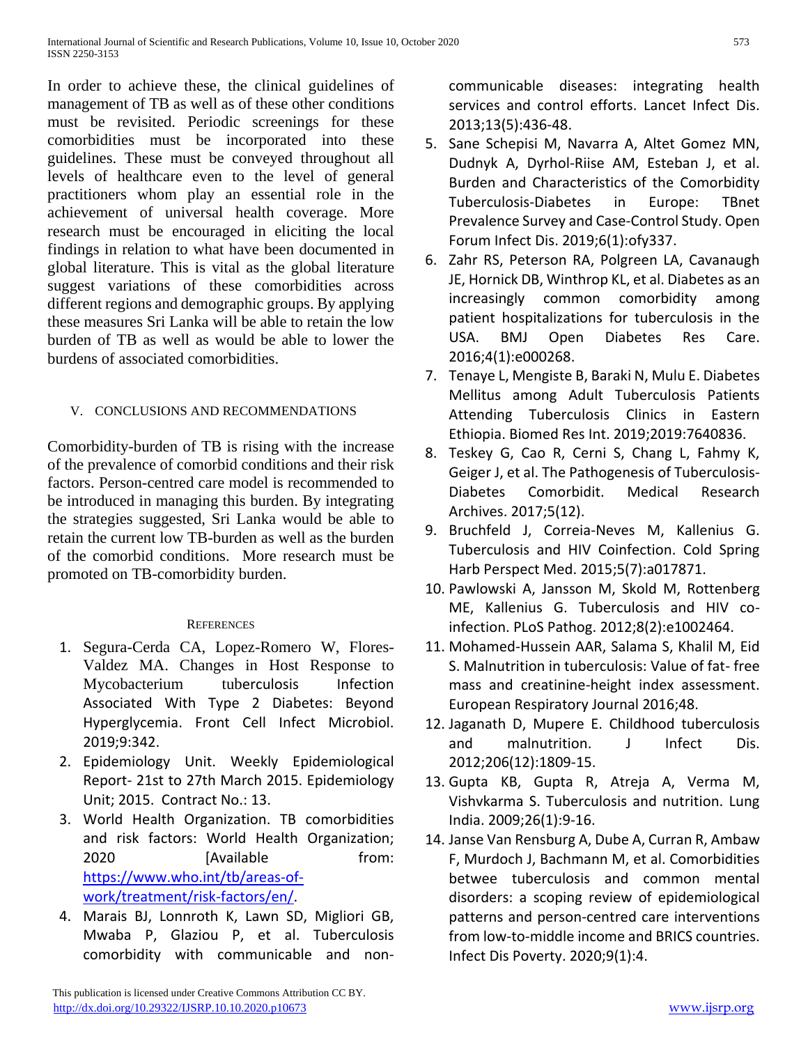In order to achieve these, the clinical guidelines of management of TB as well as of these other conditions must be revisited. Periodic screenings for these comorbidities must be incorporated into these guidelines. These must be conveyed throughout all levels of healthcare even to the level of general practitioners whom play an essential role in the achievement of universal health coverage. More research must be encouraged in eliciting the local findings in relation to what have been documented in global literature. This is vital as the global literature suggest variations of these comorbidities across different regions and demographic groups. By applying these measures Sri Lanka will be able to retain the low burden of TB as well as would be able to lower the burdens of associated comorbidities.

## V. Conclusions and Recommendations

Comorbidity-burden of TB is rising with the increase of the prevalence of comorbid conditions and their risk factors. Person-centred care model is recommended to be introduced in managing this burden. By integrating the strategies suggested, Sri Lanka would be able to retain the current low TB-burden as well as the burden of the comorbid conditions. More research must be promoted on TB-comorbidity burden.

## References

1. Segura-Cerda CA, Lopez-Romero W, Flores-Valdez MA. Changes in Host Response to Mycobacterium tuberculosis Infection Associated With Type 2 Diabetes: Beyond Hyperglycemia. Front Cell Infect Microbiol. 2019;9:342.
2. Epidemiology Unit. Weekly Epidemiological Report- 21st to 27th March 2015. Epidemiology Unit; 2015. Contract No.: 13.
3. World Health Organization. TB comorbidities and risk factors: World Health Organization; 2020 [Available from: https://www.who.int/tb/areas-of-work/treatment/risk-factors/en/.
4. Marais BJ, Lonnroth K, Lawn SD, Migliori GB, Mwaba P, Glaziou P, et al. Tuberculosis comorbidity with communicable and non-communicable diseases: integrating health services and control efforts. Lancet Infect Dis. 2013;13(5):436-48.
5. Sane Schepisi M, Navarra A, Altet Gomez MN, Dudnyk A, Dyrhol-Riise AM, Esteban J, et al. Burden and Characteristics of the Comorbidity Tuberculosis-Diabetes in Europe: TBnet Prevalence Survey and Case-Control Study. Open Forum Infect Dis. 2019;6(1):ofy337.
6. Zahr RS, Peterson RA, Polgreen LA, Cavanaugh JE, Hornick DB, Winthrop KL, et al. Diabetes as an increasingly common comorbidity among patient hospitalizations for tuberculosis in the USA. BMJ Open Diabetes Res Care. 2016;4(1):e000268.
7. Tenaye L, Mengiste B, Baraki N, Mulu E. Diabetes Mellitus among Adult Tuberculosis Patients Attending Tuberculosis Clinics in Eastern Ethiopia. Biomed Res Int. 2019;2019:7640836.
8. Teskey G, Cao R, Cerni S, Chang L, Fahmy K, Geiger J, et al. The Pathogenesis of Tuberculosis-Diabetes Comorbidit. Medical Research Archives. 2017;5(12).
9. Bruchfeld J, Correia-Neves M, Kallenius G. Tuberculosis and HIV Coinfection. Cold Spring Harb Perspect Med. 2015;5(7):a017871.
10. Pawlowski A, Jansson M, Skold M, Rottenberg ME, Kallenius G. Tuberculosis and HIV co-infection. PLoS Pathog. 2012;8(2):e1002464.
11. Mohamed-Hussein AAR, Salama S, Khalil M, Eid S. Malnutrition in tuberculosis: Value of fat- free mass and creatinine-height index assessment. European Respiratory Journal 2016;48.
12. Jaganath D, Mupere E. Childhood tuberculosis and malnutrition. J Infect Dis. 2012;206(12):1809-15.
13. Gupta KB, Gupta R, Atreja A, Verma M, Vishvkarma S. Tuberculosis and nutrition. Lung India. 2009;26(1):9-16.
14. Janse Van Rensburg A, Dube A, Curran R, Ambaw F, Murdoch J, Bachmann M, et al. Comorbidities betwee tuberculosis and common mental disorders: a scoping review of epidemiological patterns and person-centred care interventions from low-to-middle income and BRICS countries. Infect Dis Poverty. 2020;9(1):4.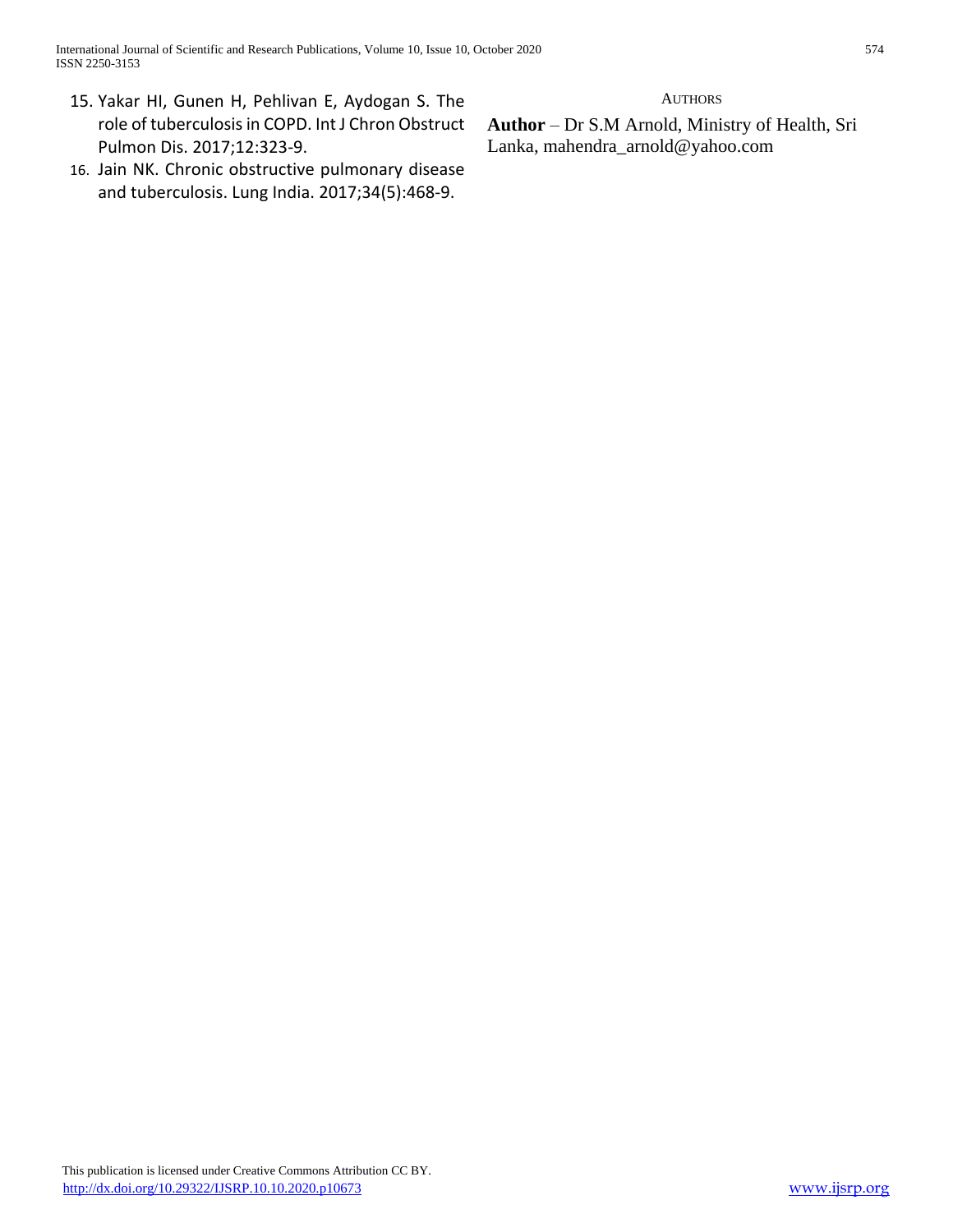15. Yakar HI, Gunen H, Pehlivan E, Aydogan S. The role of tuberculosis in COPD. Int J Chron Obstruct Pulmon Dis. 2017;12:323-9.
16. Jain NK. Chronic obstructive pulmonary disease and tuberculosis. Lung India. 2017;34(5):468-9.

## AUTHORS

**Author** – Dr S.M Arnold, Ministry of Health, Sri Lanka, mahendra_arnold@yahoo.com